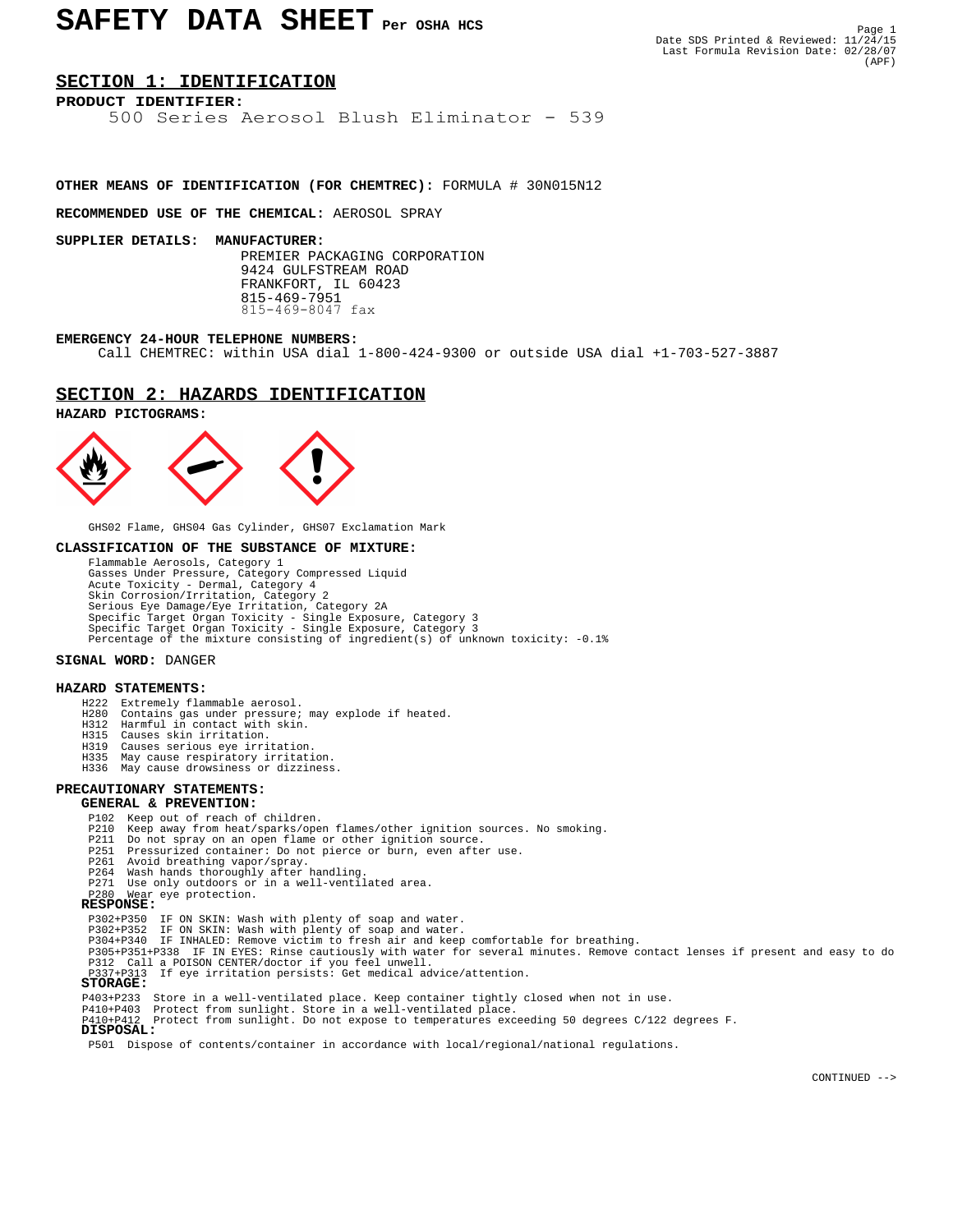# SAFETY DATA SHEET Per OSHA HCS

Date SDS Printed & Reviewed: 11/24/15
Last Formula Revision Date: 02/28/07
(APF)

## SECTION 1: IDENTIFICATION

**PRODUCT IDENTIFIER:**

500 Series Aerosol Blush Eliminator - 539

**OTHER MEANS OF IDENTIFICATION (FOR CHEMTREC):** FORMULA # 30N015N12

**RECOMMENDED USE OF THE CHEMICAL:** AEROSOL SPRAY

**SUPPLIER DETAILS: MANUFACTURER:**

PREMIER PACKAGING CORPORATION
9424 GULFSTREAM ROAD
FRANKFORT, IL 60423
815-469-7951
815-469-8047 fax

**EMERGENCY 24-HOUR TELEPHONE NUMBERS:**

Call CHEMTREC: within USA dial 1-800-424-9300 or outside USA dial +1-703-527-3887

## SECTION 2: HAZARDS IDENTIFICATION

**HAZARD PICTOGRAMS:**

GHS02 Flame, GHS04 Gas Cylinder, GHS07 Exclamation Mark

**CLASSIFICATION OF THE SUBSTANCE OF MIXTURE:**

Flammable Aerosols, Category 1
Gasses Under Pressure, Category Compressed Liquid
Acute Toxicity - Dermal, Category 4
Skin Corrosion/Irritation, Category 2
Serious Eye Damage/Eye Irritation, Category 2A
Specific Target Organ Toxicity - Single Exposure, Category 3
Specific Target Organ Toxicity - Single Exposure, Category 3
Percentage of the mixture consisting of ingredient(s) of unknown toxicity: -0.1%

**SIGNAL WORD:** DANGER

**HAZARD STATEMENTS:**

H222 Extremely flammable aerosol.
H280 Contains gas under pressure; may explode if heated.
H312 Harmful in contact with skin.
H315 Causes skin irritation.
H319 Causes serious eye irritation.
H335 May cause respiratory irritation.
H336 May cause drowsiness or dizziness.

**PRECAUTIONARY STATEMENTS:**

**GENERAL & PREVENTION:**

P102 Keep out of reach of children.
P210 Keep away from heat/sparks/open flames/other ignition sources. No smoking.
P211 Do not spray on an open flame or other ignition source.
P251 Pressurized container: Do not pierce or burn, even after use.
P261 Avoid breathing vapor/spray.
P264 Wash hands thoroughly after handling.
P271 Use only outdoors or in a well-ventilated area.
P280 Wear eye protection.

**RESPONSE:**

P302+P350 IF ON SKIN: Wash with plenty of soap and water.
P302+P352 IF ON SKIN: Wash with plenty of soap and water.
P304+P340 IF INHALED: Remove victim to fresh air and keep comfortable for breathing.
P305+P351+P338 IF IN EYES: Rinse cautiously with water for several minutes. Remove contact lenses if present and easy to do
P312 Call a POISON CENTER/doctor if you feel unwell.
P337+P313 If eye irritation persists: Get medical advice/attention.

**STORAGE:**

P403+P233 Store in a well-ventilated place. Keep container tightly closed when not in use.
P410+P403 Protect from sunlight. Store in a well-ventilated place.
P410+P412 Protect from sunlight. Do not expose to temperatures exceeding 50 degrees C/122 degrees F.

**DISPOSAL:**

P501 Dispose of contents/container in accordance with local/regional/national regulations.

CONTINUED -->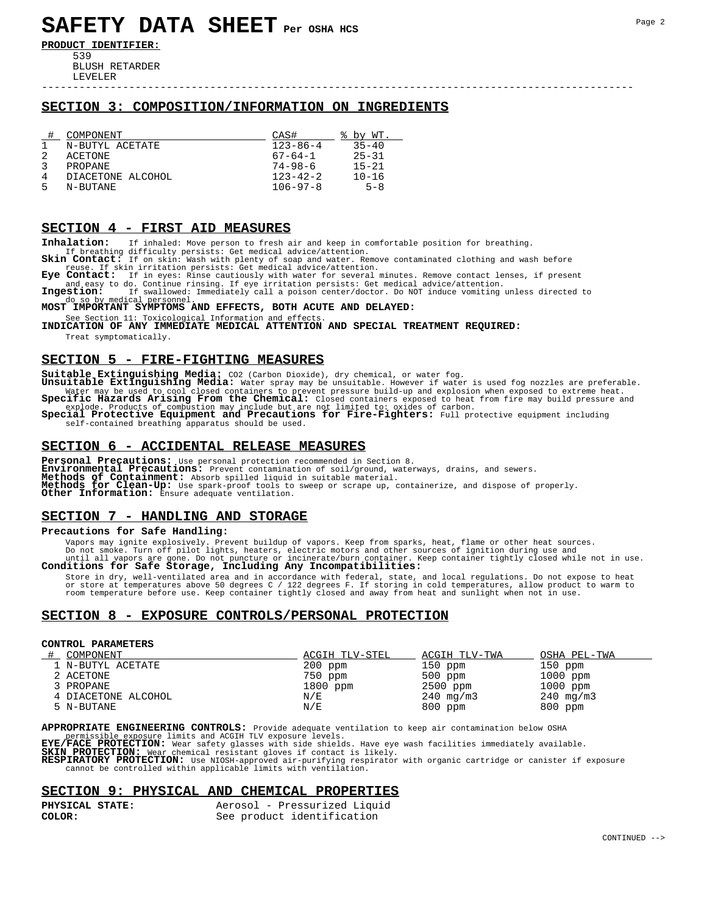# SAFETY DATA SHEET Per OSHA HCS

**PRODUCT IDENTIFIER:**

539
BLUSH RETARDER
LEVELER

## SECTION 3: COMPOSITION/INFORMATION ON INGREDIENTS

| # | COMPONENT | CAS# | % by WT. |
|---|---|---|---|
| 1 | N-BUTYL ACETATE | 123-86-4 | 35-40 |
| 2 | ACETONE | 67-64-1 | 25-31 |
| 3 | PROPANE | 74-98-6 | 15-21 |
| 4 | DIACETONE ALCOHOL | 123-42-2 | 10-16 |
| 5 | N-BUTANE | 106-97-8 | 5-8 |

## SECTION 4 - FIRST AID MEASURES

**Inhalation:** If inhaled: Move person to fresh air and keep in comfortable position for breathing. If breathing difficulty persists: Get medical advice/attention.

**Skin Contact:** If on skin: Wash with plenty of soap and water. Remove contaminated clothing and wash before reuse. If skin irritation persists: Get medical advice/attention.

**Eye Contact:** If in eyes: Rinse cautiously with water for several minutes. Remove contact lenses, if present and easy to do. Continue rinsing. If eye irritation persists: Get medical advice/attention.

**Ingestion:** If swallowed: Immediately call a poison center/doctor. Do NOT induce vomiting unless directed to do so by medical personnel.

**MOST IMPORTANT SYMPTOMS AND EFFECTS, BOTH ACUTE AND DELAYED:**

See Section 11: Toxicological Information and effects.

**INDICATION OF ANY IMMEDIATE MEDICAL ATTENTION AND SPECIAL TREATMENT REQUIRED:**

Treat symptomatically.

## SECTION 5 - FIRE-FIGHTING MEASURES

**Suitable Extinguishing Media:** CO2 (Carbon Dioxide), dry chemical, or water fog.

**Unsuitable Extinguishing Media:** Water spray may be unsuitable. However if water is used fog nozzles are preferable. Water may be used to cool closed containers to prevent pressure build-up and explosion when exposed to extreme heat.

**Specific Hazards Arising From the Chemical:** Closed containers exposed to heat from fire may build pressure and explode. Products of combustion may include but are not limited to: oxides of carbon.

**Special Protective Equipment and Precautions for Fire-Fighters:** Full protective equipment including self-contained breathing apparatus should be used.

## SECTION 6 - ACCIDENTAL RELEASE MEASURES

**Personal Precautions:** Use personal protection recommended in Section 8.
**Environmental Precautions:** Prevent contamination of soil/ground, waterways, drains, and sewers.
**Methods of Containment:** Absorb spilled liquid in suitable material.
**Methods for Clean-Up:** Use spark-proof tools to sweep or scrape up, containerize, and dispose of properly.
**Other Information:** Ensure adequate ventilation.

## SECTION 7 - HANDLING AND STORAGE

**Precautions for Safe Handling:**

Vapors may ignite explosively. Prevent buildup of vapors. Keep from sparks, heat, flame or other heat sources. Do not smoke. Turn off pilot lights, heaters, electric motors and other sources of ignition during use and until all vapors are gone. Do not puncture or incinerate/burn container. Keep container tightly closed while not in use.

**Conditions for Safe Storage, Including Any Incompatibilities:**

Store in dry, well-ventilated area and in accordance with federal, state, and local regulations. Do not expose to heat or store at temperatures above 50 degrees C / 122 degrees F. If storing in cold temperatures, allow product to warm to room temperature before use. Keep container tightly closed and away from heat and sunlight when not in use.

## SECTION 8 - EXPOSURE CONTROLS/PERSONAL PROTECTION

**CONTROL PARAMETERS**

| # | COMPONENT | ACGIH TLV-STEL | ACGIH TLV-TWA | OSHA PEL-TWA |
|---|---|---|---|---|
| 1 | N-BUTYL ACETATE | 200 ppm | 150 ppm | 150 ppm |
| 2 | ACETONE | 750 ppm | 500 ppm | 1000 ppm |
| 3 | PROPANE | 1800 ppm | 2500 ppm | 1000 ppm |
| 4 | DIACETONE ALCOHOL | N/E | 240 mg/m3 | 240 mg/m3 |
| 5 | N-BUTANE | N/E | 800 ppm | 800 ppm |

**APPROPRIATE ENGINEERING CONTROLS:** Provide adequate ventilation to keep air contamination below OSHA permissible exposure limits and ACGIH TLV exposure levels.

**EYE/FACE PROTECTION:** Wear safety glasses with side shields. Have eye wash facilities immediately available.

**SKIN PROTECTION:** Wear chemical resistant gloves if contact is likely.

**RESPIRATORY PROTECTION:** Use NIOSH-approved air-purifying respirator with organic cartridge or canister if exposure cannot be controlled within applicable limits with ventilation.

## SECTION 9: PHYSICAL AND CHEMICAL PROPERTIES

| | |
|---|---|
| **PHYSICAL STATE:** | Aerosol - Pressurized Liquid |
| **COLOR:** | See product identification |

CONTINUED -->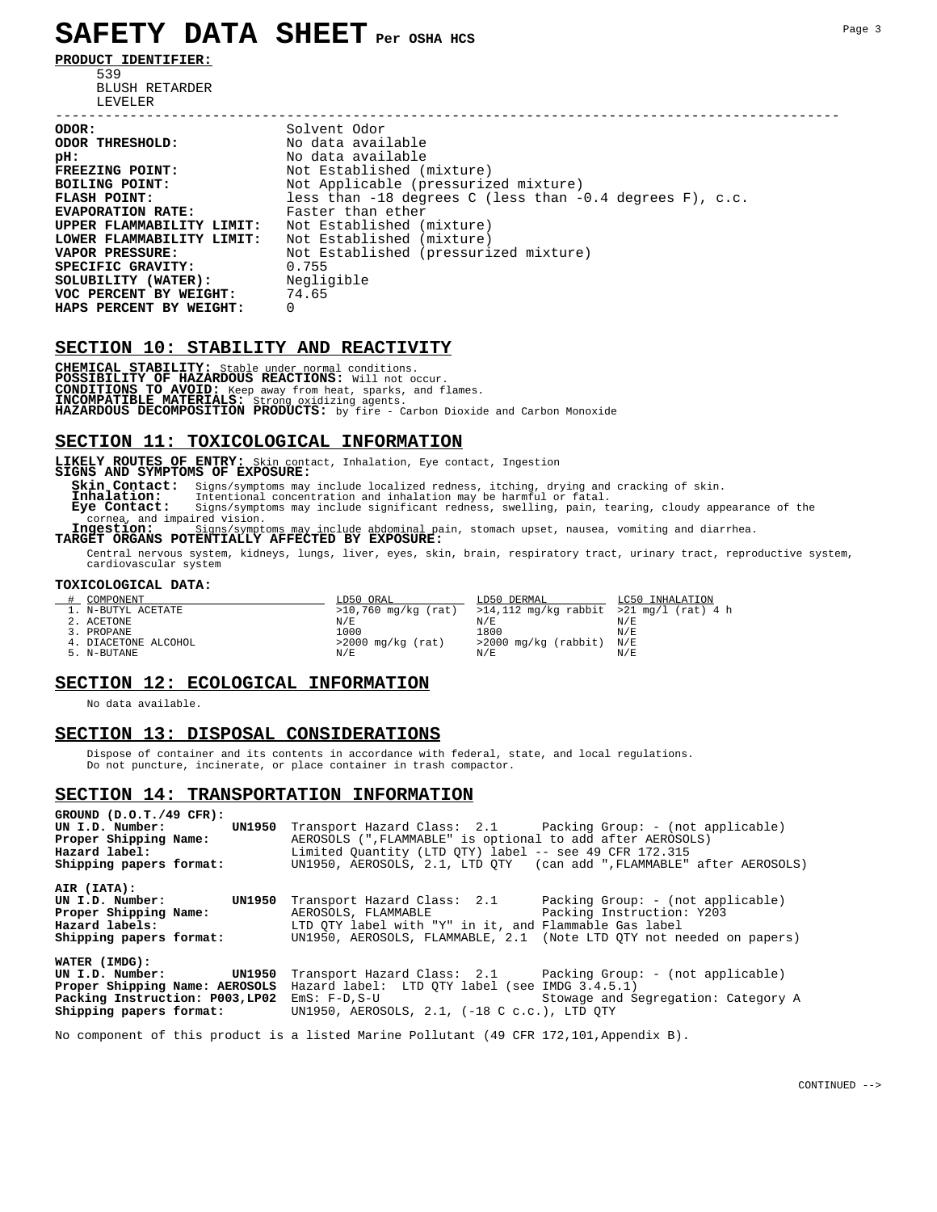# SAFETY DATA SHEET Per OSHA HCS

**PRODUCT IDENTIFIER:**

539
BLUSH RETARDER
LEVELER

---

| | |
|---|---|
| **ODOR:** | Solvent Odor |
| **ODOR THRESHOLD:** | No data available |
| **pH:** | No data available |
| **FREEZING POINT:** | Not Established (mixture) |
| **BOILING POINT:** | Not Applicable (pressurized mixture) |
| **FLASH POINT:** | less than -18 degrees C (less than -0.4 degrees F), c.c. |
| **EVAPORATION RATE:** | Faster than ether |
| **UPPER FLAMMABILITY LIMIT:** | Not Established (mixture) |
| **LOWER FLAMMABILITY LIMIT:** | Not Established (mixture) |
| **VAPOR PRESSURE:** | Not Established (pressurized mixture) |
| **SPECIFIC GRAVITY:** | 0.755 |
| **SOLUBILITY (WATER):** | Negligible |
| **VOC PERCENT BY WEIGHT:** | 74.65 |
| **HAPS PERCENT BY WEIGHT:** | 0 |

## SECTION 10: STABILITY AND REACTIVITY

**CHEMICAL STABILITY:** Stable under normal conditions.
**POSSIBILITY OF HAZARDOUS REACTIONS:** Will not occur.
**CONDITIONS TO AVOID:** Keep away from heat, sparks, and flames.
**INCOMPATIBLE MATERIALS:** Strong oxidizing agents.
**HAZARDOUS DECOMPOSITION PRODUCTS:** by fire - Carbon Dioxide and Carbon Monoxide

## SECTION 11: TOXICOLOGICAL INFORMATION

**LIKELY ROUTES OF ENTRY:** Skin contact, Inhalation, Eye contact, Ingestion
**SIGNS AND SYMPTOMS OF EXPOSURE:**

**Skin Contact:** Signs/symptoms may include localized redness, itching, drying and cracking of skin.
**Inhalation:** Intentional concentration and inhalation may be harmful or fatal.
**Eye Contact:** Signs/symptoms may include significant redness, swelling, pain, tearing, cloudy appearance of the cornea, and impaired vision.
**Ingestion:** Signs/symptoms may include abdominal pain, stomach upset, nausea, vomiting and diarrhea.

**TARGET ORGANS POTENTIALLY AFFECTED BY EXPOSURE:**

Central nervous system, kidneys, lungs, liver, eyes, skin, brain, respiratory tract, urinary tract, reproductive system, cardiovascular system

**TOXICOLOGICAL DATA:**

| # | COMPONENT | LD50 ORAL | LD50 DERMAL | LC50 INHALATION |
|---|---|---|---|---|
| 1. | N-BUTYL ACETATE | >10,760 mg/kg (rat) | >14,112 mg/kg rabbit | >21 mg/l (rat) 4 h |
| 2. | ACETONE | N/E | N/E | N/E |
| 3. | PROPANE | 1000 | 1800 | N/E |
| 4. | DIACETONE ALCOHOL | >2000 mg/kg (rat) | >2000 mg/kg (rabbit) | N/E |
| 5. | N-BUTANE | N/E | N/E | N/E |

## SECTION 12: ECOLOGICAL INFORMATION

No data available.

## SECTION 13: DISPOSAL CONSIDERATIONS

Dispose of container and its contents in accordance with federal, state, and local regulations.
Do not puncture, incinerate, or place container in trash compactor.

## SECTION 14: TRANSPORTATION INFORMATION

**GROUND (D.O.T./49 CFR):**

| | |
|---|---|
| **UN I.D. Number:** **UN1950** | Transport Hazard Class: 2.1 Packing Group: - (not applicable) |
| **Proper Shipping Name:** | AEROSOLS (",FLAMMABLE" is optional to add after AEROSOLS) |
| **Hazard label:** | Limited Quantity (LTD QTY) label -- see 49 CFR 172.315 |
| **Shipping papers format:** | UN1950, AEROSOLS, 2.1, LTD QTY (can add ",FLAMMABLE" after AEROSOLS) |

**AIR (IATA):**

| | |
|---|---|
| **UN I.D. Number:** **UN1950** | Transport Hazard Class: 2.1 Packing Group: - (not applicable) |
| **Proper Shipping Name:** | AEROSOLS, FLAMMABLE Packing Instruction: Y203 |
| **Hazard labels:** | LTD QTY label with "Y" in it, and Flammable Gas label |
| **Shipping papers format:** | UN1950, AEROSOLS, FLAMMABLE, 2.1 (Note LTD QTY not needed on papers) |

**WATER (IMDG):**

| | |
|---|---|
| **UN I.D. Number:** **UN1950** | Transport Hazard Class: 2.1 Packing Group: - (not applicable) |
| **Proper Shipping Name: AEROSOLS** | Hazard label: LTD QTY label (see IMDG 3.4.5.1) |
| **Packing Instruction: P003,LP02** | EmS: F-D,S-U Stowage and Segregation: Category A |
| **Shipping papers format:** | UN1950, AEROSOLS, 2.1, (-18 C c.c.), LTD QTY |

No component of this product is a listed Marine Pollutant (49 CFR 172,101,Appendix B).

CONTINUED -->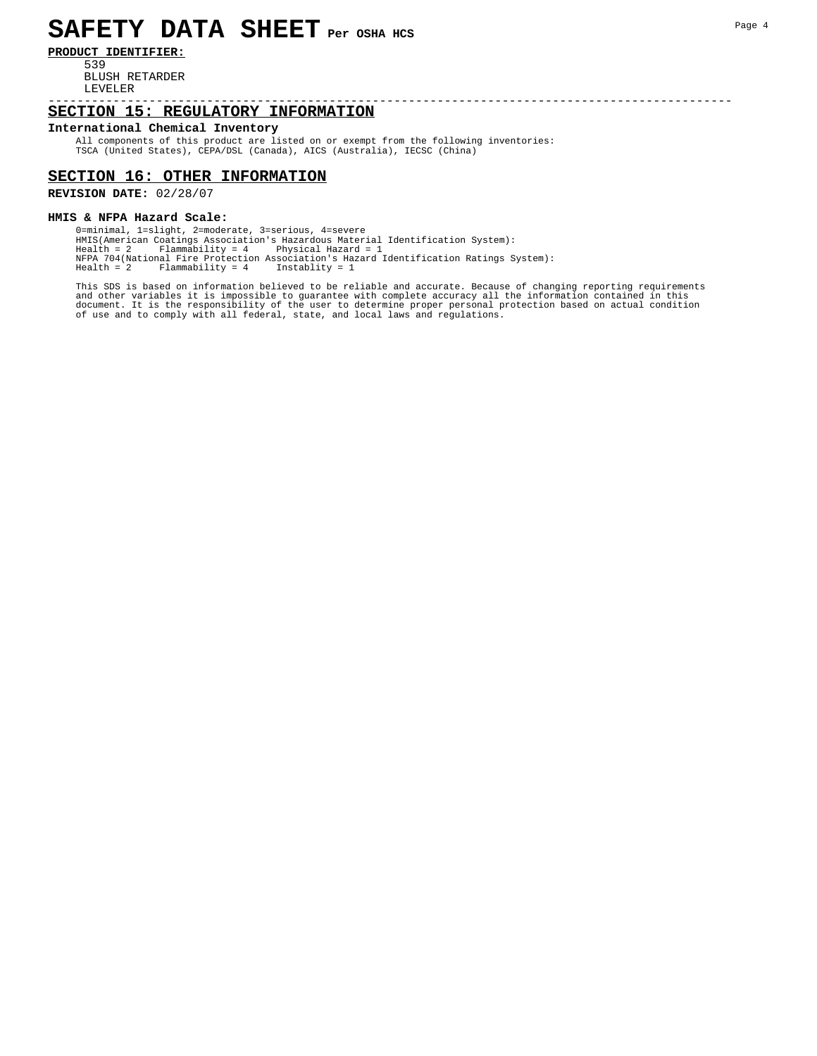# SAFETY DATA SHEET Per OSHA HCS

**PRODUCT IDENTIFIER:**

539
BLUSH RETARDER
LEVELER

---

## SECTION 15: REGULATORY INFORMATION

**International Chemical Inventory**

All components of this product are listed on or exempt from the following inventories:
TSCA (United States), CEPA/DSL (Canada), AICS (Australia), IECSC (China)

## SECTION 16: OTHER INFORMATION

**REVISION DATE:** 02/28/07

**HMIS & NFPA Hazard Scale:**

0=minimal, 1=slight, 2=moderate, 3=serious, 4=severe
HMIS(American Coatings Association's Hazardous Material Identification System):
Health = 2     Flammability = 4     Physical Hazard = 1
NFPA 704(National Fire Protection Association's Hazard Identification Ratings System):
Health = 2     Flammability = 4     Instablity = 1

This SDS is based on information believed to be reliable and accurate. Because of changing reporting requirements and other variables it is impossible to guarantee with complete accuracy all the information contained in this document. It is the responsibility of the user to determine proper personal protection based on actual condition of use and to comply with all federal, state, and local laws and regulations.